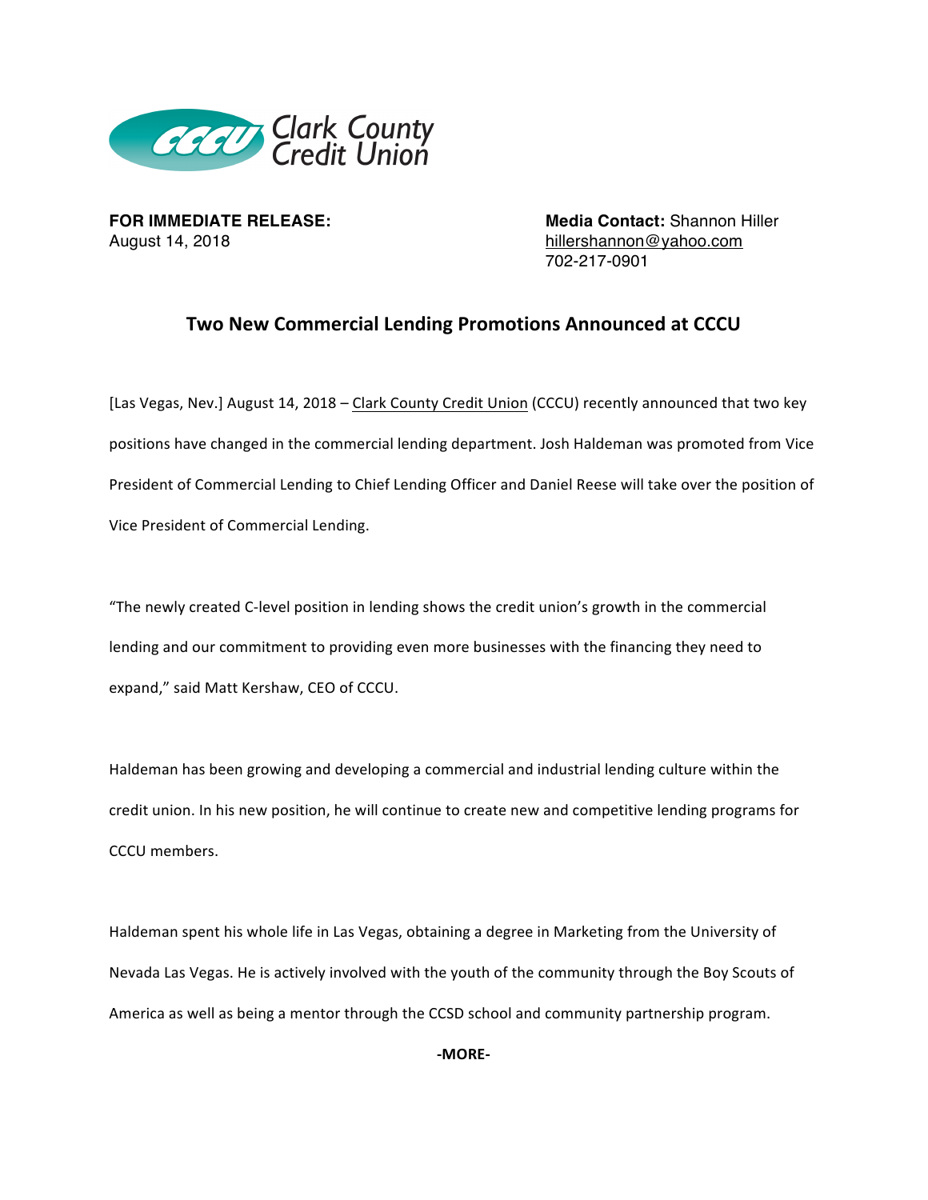Clark County Credit Union

**FOR IMMEDIATE RELEASE:**
August 14, 2018

**Media Contact:** Shannon Hiller
hillershannon@yahoo.com
702-217-0901

# Two New Commercial Lending Promotions Announced at CCCU

[Las Vegas, Nev.] August 14, 2018 – Clark County Credit Union (CCCU) recently announced that two key positions have changed in the commercial lending department. Josh Haldeman was promoted from Vice President of Commercial Lending to Chief Lending Officer and Daniel Reese will take over the position of Vice President of Commercial Lending.

"The newly created C-level position in lending shows the credit union's growth in the commercial lending and our commitment to providing even more businesses with the financing they need to expand," said Matt Kershaw, CEO of CCCU.

Haldeman has been growing and developing a commercial and industrial lending culture within the credit union. In his new position, he will continue to create new and competitive lending programs for CCCU members.

Haldeman spent his whole life in Las Vegas, obtaining a degree in Marketing from the University of Nevada Las Vegas. He is actively involved with the youth of the community through the Boy Scouts of America as well as being a mentor through the CCSD school and community partnership program.

**-MORE-**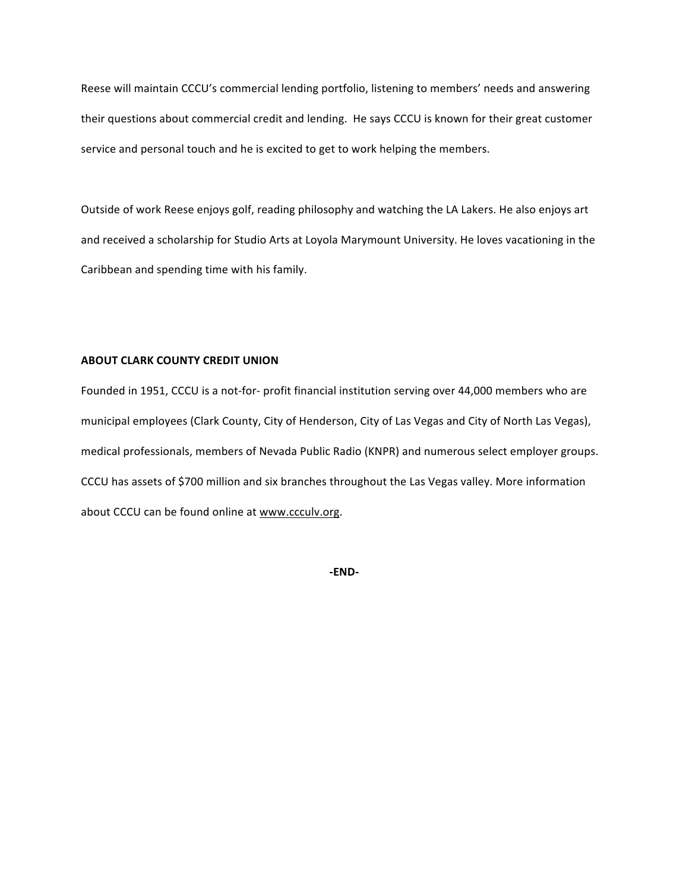Reese will maintain CCCU's commercial lending portfolio, listening to members' needs and answering their questions about commercial credit and lending. He says CCCU is known for their great customer service and personal touch and he is excited to get to work helping the members.

Outside of work Reese enjoys golf, reading philosophy and watching the LA Lakers. He also enjoys art and received a scholarship for Studio Arts at Loyola Marymount University. He loves vacationing in the Caribbean and spending time with his family.

**ABOUT CLARK COUNTY CREDIT UNION**

Founded in 1951, CCCU is a not-for- profit financial institution serving over 44,000 members who are municipal employees (Clark County, City of Henderson, City of Las Vegas and City of North Las Vegas), medical professionals, members of Nevada Public Radio (KNPR) and numerous select employer groups. CCCU has assets of $700 million and six branches throughout the Las Vegas valley. More information about CCCU can be found online at www.ccculv.org.

**-END-**